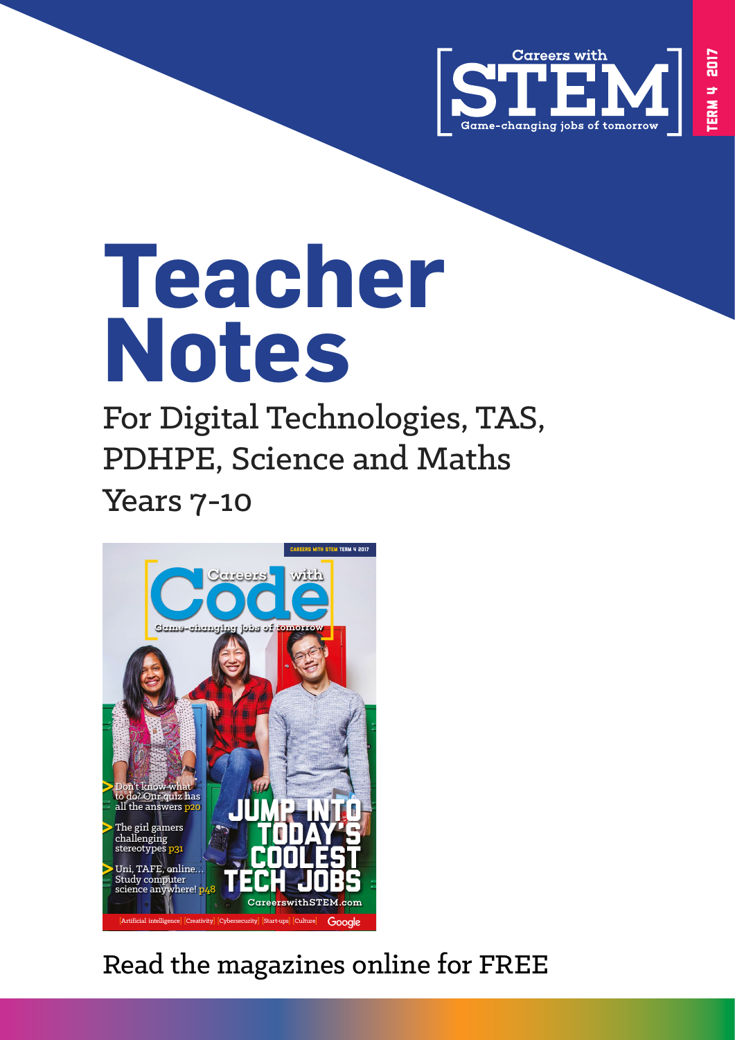Careers with STEM

Game-changing jobs of tomorrow

TERM 4 2017

# Teacher Notes

## For Digital Technologies, TAS, PDHPE, Science and Maths

## Years 7-10

Read the magazines online for FREE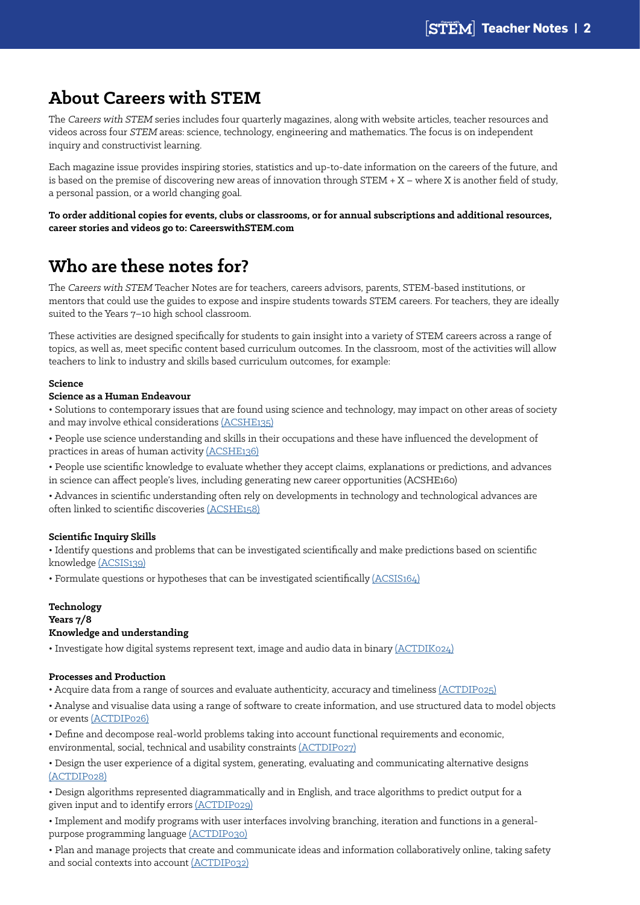## About Careers with STEM

The *Careers with STEM* series includes four quarterly magazines, along with website articles, teacher resources and videos across four *STEM* areas: science, technology, engineering and mathematics. The focus is on independent inquiry and constructivist learning.

Each magazine issue provides inspiring stories, statistics and up-to-date information on the careers of the future, and is based on the premise of discovering new areas of innovation through STEM + X – where X is another field of study, a personal passion, or a world changing goal.

**To order additional copies for events, clubs or classrooms, or for annual subscriptions and additional resources, career stories and videos go to: CareerswithSTEM.com**

## Who are these notes for?

The *Careers with STEM* Teacher Notes are for teachers, careers advisors, parents, STEM-based institutions, or mentors that could use the guides to expose and inspire students towards STEM careers. For teachers, they are ideally suited to the Years 7–10 high school classroom.

These activities are designed specifically for students to gain insight into a variety of STEM careers across a range of topics, as well as, meet specific content based curriculum outcomes. In the classroom, most of the activities will allow teachers to link to industry and skills based curriculum outcomes, for example:

**Science**

**Science as a Human Endeavour**

- Solutions to contemporary issues that are found using science and technology, may impact on other areas of society and may involve ethical considerations (ACSHE135)
- People use science understanding and skills in their occupations and these have influenced the development of practices in areas of human activity (ACSHE136)
- People use scientific knowledge to evaluate whether they accept claims, explanations or predictions, and advances in science can affect people's lives, including generating new career opportunities (ACSHE160)
- Advances in scientific understanding often rely on developments in technology and technological advances are often linked to scientific discoveries (ACSHE158)

**Scientific Inquiry Skills**

- Identify questions and problems that can be investigated scientifically and make predictions based on scientific knowledge (ACSIS139)
- Formulate questions or hypotheses that can be investigated scientifically (ACSIS164)

**Technology**

**Years 7/8**

**Knowledge and understanding**

- Investigate how digital systems represent text, image and audio data in binary (ACTDIK024)

**Processes and Production**

- Acquire data from a range of sources and evaluate authenticity, accuracy and timeliness (ACTDIP025)
- Analyse and visualise data using a range of software to create information, and use structured data to model objects or events (ACTDIP026)
- Define and decompose real-world problems taking into account functional requirements and economic, environmental, social, technical and usability constraints (ACTDIP027)
- Design the user experience of a digital system, generating, evaluating and communicating alternative designs (ACTDIP028)
- Design algorithms represented diagrammatically and in English, and trace algorithms to predict output for a given input and to identify errors (ACTDIP029)
- Implement and modify programs with user interfaces involving branching, iteration and functions in a general-purpose programming language (ACTDIP030)
- Plan and manage projects that create and communicate ideas and information collaboratively online, taking safety and social contexts into account (ACTDIP032)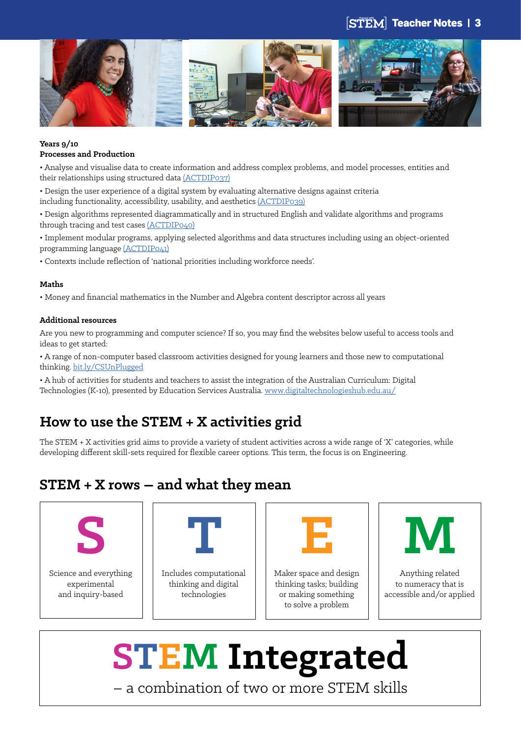**Years 9/10**
**Processes and Production**

• Analyse and visualise data to create information and address complex problems, and model processes, entities and their relationships using structured data (ACTDIP037)

• Design the user experience of a digital system by evaluating alternative designs against criteria including functionality, accessibility, usability, and aesthetics (ACTDIP039)

• Design algorithms represented diagrammatically and in structured English and validate algorithms and programs through tracing and test cases (ACTDIP040)

• Implement modular programs, applying selected algorithms and data structures including using an object-oriented programming language (ACTDIP041)

• Contexts include reflection of 'national priorities including workforce needs'.

**Maths**

• Money and financial mathematics in the Number and Algebra content descriptor across all years

**Additional resources**

Are you new to programming and computer science? If so, you may find the websites below useful to access tools and ideas to get started:

• A range of non-computer based classroom activities designed for young learners and those new to computational thinking. bit.ly/CSUnPlugged

• A hub of activities for students and teachers to assist the integration of the Australian Curriculum: Digital Technologies (K-10), presented by Education Services Australia. www.digitaltechnologieshub.edu.au/

## How to use the STEM + X activities grid

The STEM + X activities grid aims to provide a variety of student activities across a wide range of 'X' categories, while developing different skill-sets required for flexible career options. This term, the focus is on Engineering.

## STEM + X rows – and what they mean

| S | T | E | M |
|---|---|---|---|
| Science and everything experimental and inquiry-based | Includes computational thinking and digital technologies | Maker space and design thinking tasks; building or making something to solve a problem | Anything related to numeracy that is accessible and/or applied |

# STEM Integrated

– a combination of two or more STEM skills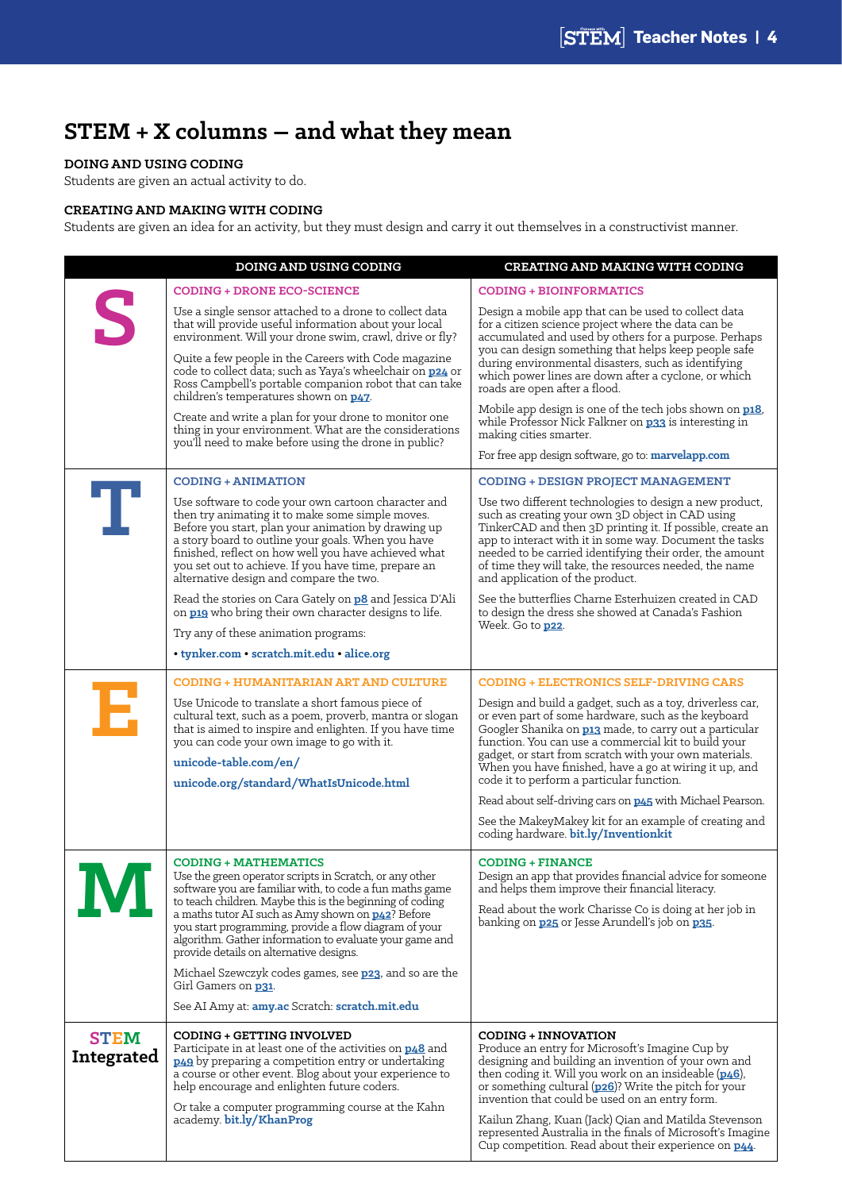# STEM + X columns – and what they mean

**DOING AND USING CODING**
Students are given an actual activity to do.

**CREATING AND MAKING WITH CODING**
Students are given an idea for an activity, but they must design and carry it out themselves in a constructivist manner.

| | DOING AND USING CODING | CREATING AND MAKING WITH CODING |
|---|---|---|
| **S** | **CODING + DRONE ECO-SCIENCE**<br>Use a single sensor attached to a drone to collect data that will provide useful information about your local environment. Will your drone swim, crawl, drive or fly?<br>Quite a few people in the Careers with Code magazine code to collect data; such as Yaya's wheelchair on **p24** or Ross Campbell's portable companion robot that can take children's temperatures shown on **p47**.<br>Create and write a plan for your drone to monitor one thing in your environment. What are the considerations you'll need to make before using the drone in public? | **CODING + BIOINFORMATICS**<br>Design a mobile app that can be used to collect data for a citizen science project where the data can be accumulated and used by others for a purpose. Perhaps you can design something that helps keep people safe during environmental disasters, such as identifying which power lines are down after a cyclone, or which roads are open after a flood.<br>Mobile app design is one of the tech jobs shown on **p18**, while Professor Nick Falkner on **p33** is interesting in making cities smarter.<br>For free app design software, go to: **marvelapp.com** |
| **T** | **CODING + ANIMATION**<br>Use software to code your own cartoon character and then try animating it to make some simple moves. Before you start, plan your animation by drawing up a story board to outline your goals. When you have finished, reflect on how well you have achieved what you set out to achieve. If you have time, prepare an alternative design and compare the two.<br>Read the stories on Cara Gately on **p8** and Jessica D'Ali on **p19** who bring their own character designs to life.<br>Try any of these animation programs:<br>• **tynker.com** • **scratch.mit.edu** • **alice.org** | **CODING + DESIGN PROJECT MANAGEMENT**<br>Use two different technologies to design a new product, such as creating your own 3D object in CAD using TinkerCAD and then 3D printing it. If possible, create an app to interact with it in some way. Document the tasks needed to be carried identifying their order, the amount of time they will take, the resources needed, the name and application of the product.<br>See the butterflies Charne Esterhuizen created in CAD to design the dress she showed at Canada's Fashion Week. Go to **p22**. |
| **E** | **CODING + HUMANITARIAN ART AND CULTURE**<br>Use Unicode to translate a short famous piece of cultural text, such as a poem, proverb, mantra or slogan that is aimed to inspire and enlighten. If you have time you can code your own image to go with it.<br>**unicode-table.com/en/**<br>**unicode.org/standard/WhatIsUnicode.html** | **CODING + ELECTRONICS SELF-DRIVING CARS**<br>Design and build a gadget, such as a toy, driverless car, or even part of some hardware, such as the keyboard Googler Shanika on **p13** made, to carry out a particular function. You can use a commercial kit to build your gadget, or start from scratch with your own materials. When you have finished, have a go at wiring it up, and code it to perform a particular function.<br>Read about self-driving cars on **p45** with Michael Pearson.<br>See the MakeyMakey kit for an example of creating and coding hardware. **bit.ly/Inventionkit** |
| **M** | **CODING + MATHEMATICS**<br>Use the green operator scripts in Scratch, or any other software you are familiar with, to code a fun maths game to teach children. Maybe this is the beginning of coding a maths tutor AI such as Amy shown on **p42**? Before you start programming, provide a flow diagram of your algorithm. Gather information to evaluate your game and provide details on alternative designs.<br>Michael Szewczyk codes games, see **p23**, and so are the Girl Gamers on **p31**.<br>See AI Amy at: **amy.ac** Scratch: **scratch.mit.edu** | **CODING + FINANCE**<br>Design an app that provides financial advice for someone and helps them improve their financial literacy.<br>Read about the work Charisse Co is doing at her job in banking on **p25** or Jesse Arundell's job on **p35**. |
| **STEM Integrated** | **CODING + GETTING INVOLVED**<br>Participate in at least one of the activities on **p48** and **p49** by preparing a competition entry or undertaking a course or other event. Blog about your experience to help encourage and enlighten future coders.<br>Or take a computer programming course at the Kahn academy. **bit.ly/KhanProg** | **CODING + INNOVATION**<br>Produce an entry for Microsoft's Imagine Cup by designing and building an invention of your own and then coding it. Will you work on an insideable (**p46**), or something cultural (**p26**)? Write the pitch for your invention that could be used on an entry form.<br>Kailun Zhang, Kuan (Jack) Qian and Matilda Stevenson represented Australia in the finals of Microsoft's Imagine Cup competition. Read about their experience on **p44**. |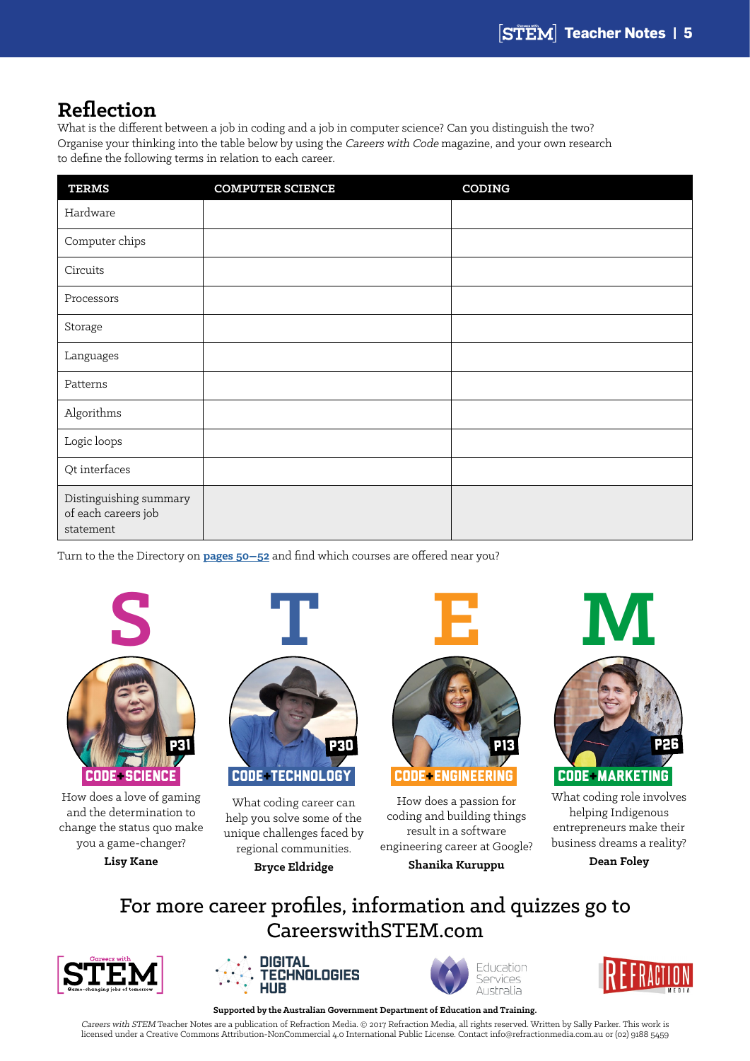## Reflection

What is the different between a job in coding and a job in computer science? Can you distinguish the two? Organise your thinking into the table below by using the *Careers with Code* magazine, and your own research to define the following terms in relation to each career.

| TERMS | COMPUTER SCIENCE | CODING |
|---|---|---|
| Hardware | | |
| Computer chips | | |
| Circuits | | |
| Processors | | |
| Storage | | |
| Languages | | |
| Patterns | | |
| Algorithms | | |
| Logic loops | | |
| Qt interfaces | | |
| Distinguishing summary of each careers job statement | | |

Turn to the the Directory on **pages 50–52** and find which courses are offered near you?

**S**

P31

CODE+SCIENCE

How does a love of gaming and the determination to change the status quo make you a game-changer?

**Lisy Kane**

**T**

P30

CODE+TECHNOLOGY

What coding career can help you solve some of the unique challenges faced by regional communities.

**Bryce Eldridge**

**E**

P13

CODE+ENGINEERING

How does a passion for coding and building things result in a software engineering career at Google?

**Shanika Kuruppu**

**M**

P26

CODE+MARKETING

What coding role involves helping Indigenous entrepreneurs make their business dreams a reality?

**Dean Foley**

For more career profiles, information and quizzes go to CareerswithSTEM.com

Careers with STEM — Game-changing jobs of tomorrow

DIGITAL TECHNOLOGIES HUB

Education Services Australia

REFRACTION MEDIA

**Supported by the Australian Government Department of Education and Training.**

*Careers with STEM* Teacher Notes are a publication of Refraction Media. © 2017 Refraction Media, all rights reserved. Written by Sally Parker. This work is licensed under a Creative Commons Attribution-NonCommercial 4.0 International Public License. Contact info@refractionmedia.com.au or (02) 9188 5459